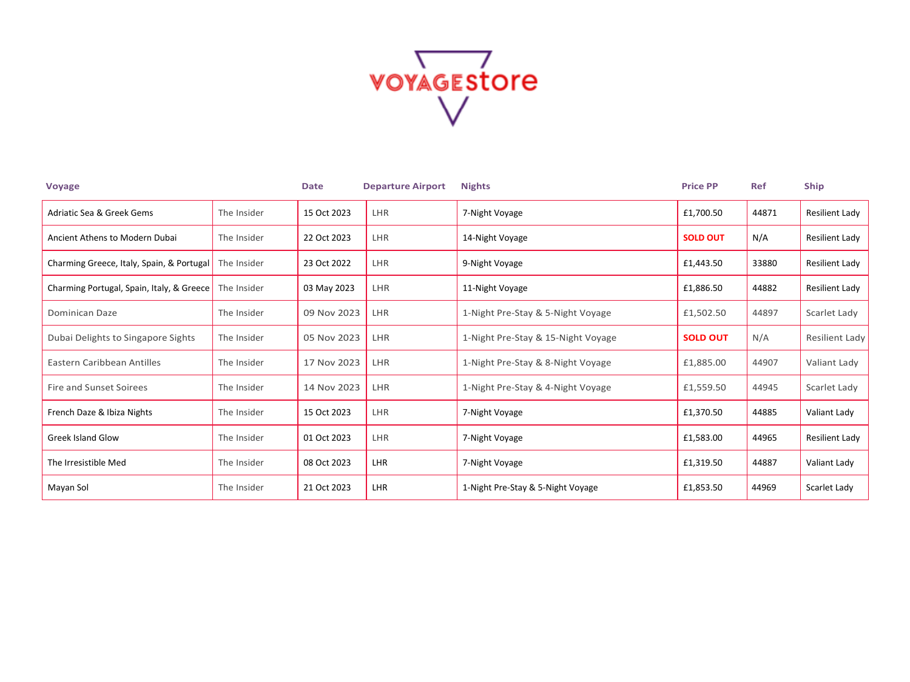VOYAGEstore

| Voyage | | Date | Departure Airport | Nights | Price PP | Ref | Ship |
|---|---|---|---|---|---|---|---|
| Adriatic Sea & Greek Gems | The Insider | 15 Oct 2023 | LHR | 7-Night Voyage | £1,700.50 | 44871 | Resilient Lady |
| Ancient Athens to Modern Dubai | The Insider | 22 Oct 2023 | LHR | 14-Night Voyage | **SOLD OUT** | N/A | Resilient Lady |
| Charming Greece, Italy, Spain, & Portugal | The Insider | 23 Oct 2022 | LHR | 9-Night Voyage | £1,443.50 | 33880 | Resilient Lady |
| Charming Portugal, Spain, Italy, & Greece | The Insider | 03 May 2023 | LHR | 11-Night Voyage | £1,886.50 | 44882 | Resilient Lady |
| Dominican Daze | The Insider | 09 Nov 2023 | LHR | 1-Night Pre-Stay & 5-Night Voyage | £1,502.50 | 44897 | Scarlet Lady |
| Dubai Delights to Singapore Sights | The Insider | 05 Nov 2023 | LHR | 1-Night Pre-Stay & 15-Night Voyage | **SOLD OUT** | N/A | Resilient Lady |
| Eastern Caribbean Antilles | The Insider | 17 Nov 2023 | LHR | 1-Night Pre-Stay & 8-Night Voyage | £1,885.00 | 44907 | Valiant Lady |
| Fire and Sunset Soirees | The Insider | 14 Nov 2023 | LHR | 1-Night Pre-Stay & 4-Night Voyage | £1,559.50 | 44945 | Scarlet Lady |
| French Daze & Ibiza Nights | The Insider | 15 Oct 2023 | LHR | 7-Night Voyage | £1,370.50 | 44885 | Valiant Lady |
| Greek Island Glow | The Insider | 01 Oct 2023 | LHR | 7-Night Voyage | £1,583.00 | 44965 | Resilient Lady |
| The Irresistible Med | The Insider | 08 Oct 2023 | LHR | 7-Night Voyage | £1,319.50 | 44887 | Valiant Lady |
| Mayan Sol | The Insider | 21 Oct 2023 | LHR | 1-Night Pre-Stay & 5-Night Voyage | £1,853.50 | 44969 | Scarlet Lady |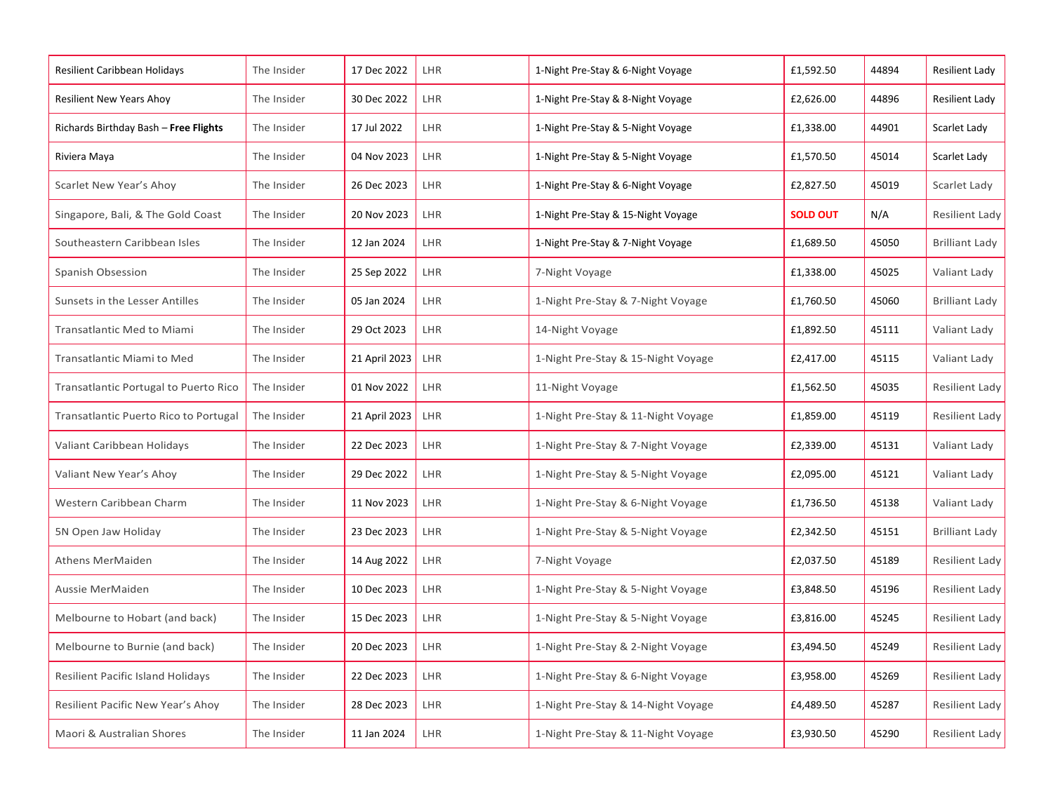| | | | | | | | |
|---|---|---|---|---|---|---|---|
| Resilient Caribbean Holidays | The Insider | 17 Dec 2022 | LHR | 1-Night Pre-Stay & 6-Night Voyage | £1,592.50 | 44894 | Resilient Lady |
| Resilient New Years Ahoy | The Insider | 30 Dec 2022 | LHR | 1-Night Pre-Stay & 8-Night Voyage | £2,626.00 | 44896 | Resilient Lady |
| Richards Birthday Bash – **Free Flights** | The Insider | 17 Jul 2022 | LHR | 1-Night Pre-Stay & 5-Night Voyage | £1,338.00 | 44901 | Scarlet Lady |
| Riviera Maya | The Insider | 04 Nov 2023 | LHR | 1-Night Pre-Stay & 5-Night Voyage | £1,570.50 | 45014 | Scarlet Lady |
| Scarlet New Year's Ahoy | The Insider | 26 Dec 2023 | LHR | 1-Night Pre-Stay & 6-Night Voyage | £2,827.50 | 45019 | Scarlet Lady |
| Singapore, Bali, & The Gold Coast | The Insider | 20 Nov 2023 | LHR | 1-Night Pre-Stay & 15-Night Voyage | **SOLD OUT** | N/A | Resilient Lady |
| Southeastern Caribbean Isles | The Insider | 12 Jan 2024 | LHR | 1-Night Pre-Stay & 7-Night Voyage | £1,689.50 | 45050 | Brilliant Lady |
| Spanish Obsession | The Insider | 25 Sep 2022 | LHR | 7-Night Voyage | £1,338.00 | 45025 | Valiant Lady |
| Sunsets in the Lesser Antilles | The Insider | 05 Jan 2024 | LHR | 1-Night Pre-Stay & 7-Night Voyage | £1,760.50 | 45060 | Brilliant Lady |
| Transatlantic Med to Miami | The Insider | 29 Oct 2023 | LHR | 14-Night Voyage | £1,892.50 | 45111 | Valiant Lady |
| Transatlantic Miami to Med | The Insider | 21 April 2023 | LHR | 1-Night Pre-Stay & 15-Night Voyage | £2,417.00 | 45115 | Valiant Lady |
| Transatlantic Portugal to Puerto Rico | The Insider | 01 Nov 2022 | LHR | 11-Night Voyage | £1,562.50 | 45035 | Resilient Lady |
| Transatlantic Puerto Rico to Portugal | The Insider | 21 April 2023 | LHR | 1-Night Pre-Stay & 11-Night Voyage | £1,859.00 | 45119 | Resilient Lady |
| Valiant Caribbean Holidays | The Insider | 22 Dec 2023 | LHR | 1-Night Pre-Stay & 7-Night Voyage | £2,339.00 | 45131 | Valiant Lady |
| Valiant New Year's Ahoy | The Insider | 29 Dec 2022 | LHR | 1-Night Pre-Stay & 5-Night Voyage | £2,095.00 | 45121 | Valiant Lady |
| Western Caribbean Charm | The Insider | 11 Nov 2023 | LHR | 1-Night Pre-Stay & 6-Night Voyage | £1,736.50 | 45138 | Valiant Lady |
| 5N Open Jaw Holiday | The Insider | 23 Dec 2023 | LHR | 1-Night Pre-Stay & 5-Night Voyage | £2,342.50 | 45151 | Brilliant Lady |
| Athens MerMaiden | The Insider | 14 Aug 2022 | LHR | 7-Night Voyage | £2,037.50 | 45189 | Resilient Lady |
| Aussie MerMaiden | The Insider | 10 Dec 2023 | LHR | 1-Night Pre-Stay & 5-Night Voyage | £3,848.50 | 45196 | Resilient Lady |
| Melbourne to Hobart (and back) | The Insider | 15 Dec 2023 | LHR | 1-Night Pre-Stay & 5-Night Voyage | £3,816.00 | 45245 | Resilient Lady |
| Melbourne to Burnie (and back) | The Insider | 20 Dec 2023 | LHR | 1-Night Pre-Stay & 2-Night Voyage | £3,494.50 | 45249 | Resilient Lady |
| Resilient Pacific Island Holidays | The Insider | 22 Dec 2023 | LHR | 1-Night Pre-Stay & 6-Night Voyage | £3,958.00 | 45269 | Resilient Lady |
| Resilient Pacific New Year's Ahoy | The Insider | 28 Dec 2023 | LHR | 1-Night Pre-Stay & 14-Night Voyage | £4,489.50 | 45287 | Resilient Lady |
| Maori & Australian Shores | The Insider | 11 Jan 2024 | LHR | 1-Night Pre-Stay & 11-Night Voyage | £3,930.50 | 45290 | Resilient Lady |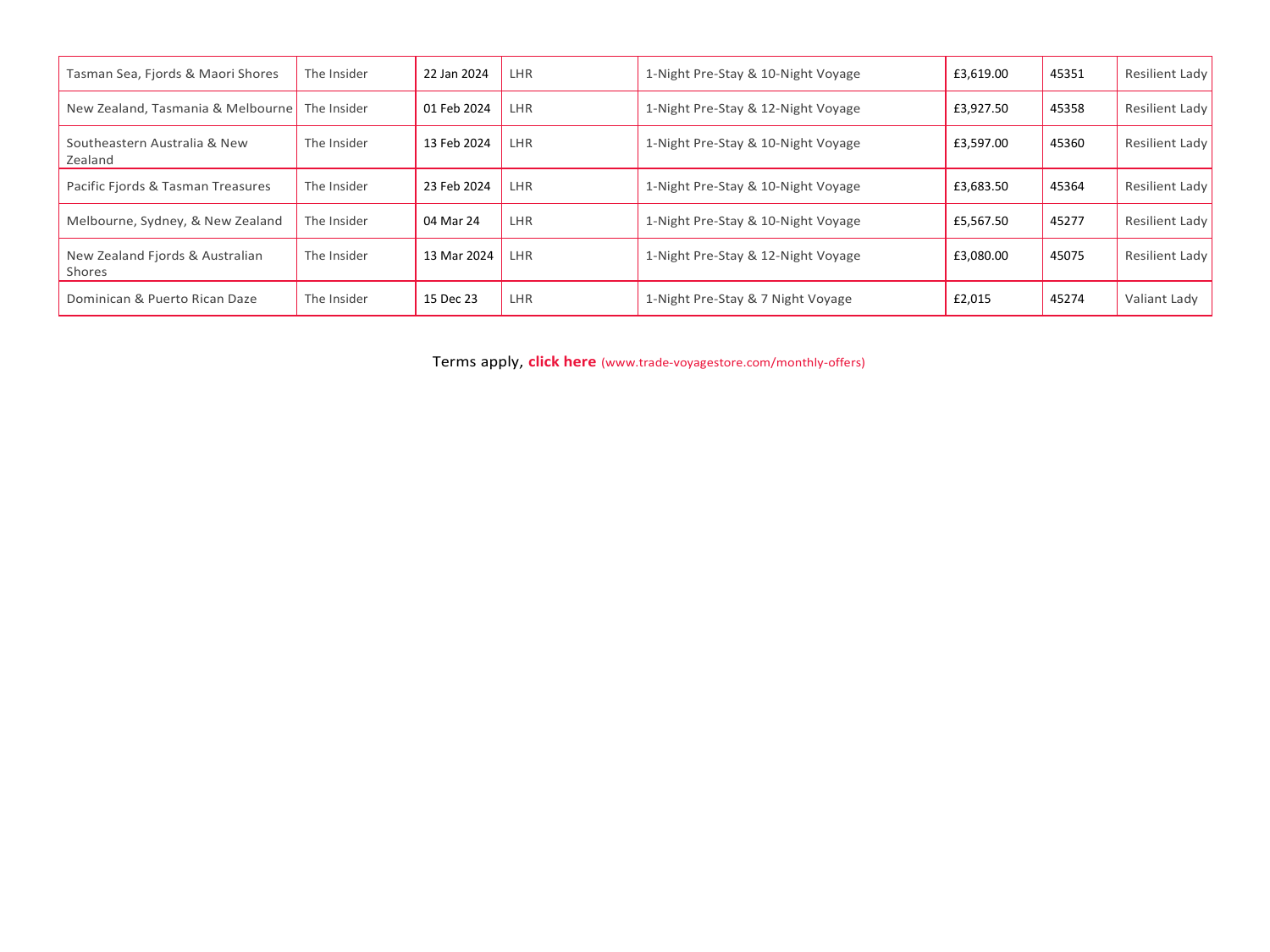| | | | | | | | |
|---|---|---|---|---|---|---|---|
| Tasman Sea, Fjords & Maori Shores | The Insider | 22 Jan 2024 | LHR | 1-Night Pre-Stay & 10-Night Voyage | £3,619.00 | 45351 | Resilient Lady |
| New Zealand, Tasmania & Melbourne | The Insider | 01 Feb 2024 | LHR | 1-Night Pre-Stay & 12-Night Voyage | £3,927.50 | 45358 | Resilient Lady |
| Southeastern Australia & New Zealand | The Insider | 13 Feb 2024 | LHR | 1-Night Pre-Stay & 10-Night Voyage | £3,597.00 | 45360 | Resilient Lady |
| Pacific Fjords & Tasman Treasures | The Insider | 23 Feb 2024 | LHR | 1-Night Pre-Stay & 10-Night Voyage | £3,683.50 | 45364 | Resilient Lady |
| Melbourne, Sydney, & New Zealand | The Insider | 04 Mar 24 | LHR | 1-Night Pre-Stay & 10-Night Voyage | £5,567.50 | 45277 | Resilient Lady |
| New Zealand Fjords & Australian Shores | The Insider | 13 Mar 2024 | LHR | 1-Night Pre-Stay & 12-Night Voyage | £3,080.00 | 45075 | Resilient Lady |
| Dominican & Puerto Rican Daze | The Insider | 15 Dec 23 | LHR | 1-Night Pre-Stay & 7 Night Voyage | £2,015 | 45274 | Valiant Lady |

Terms apply, **click here** (www.trade-voyagestore.com/monthly-offers)